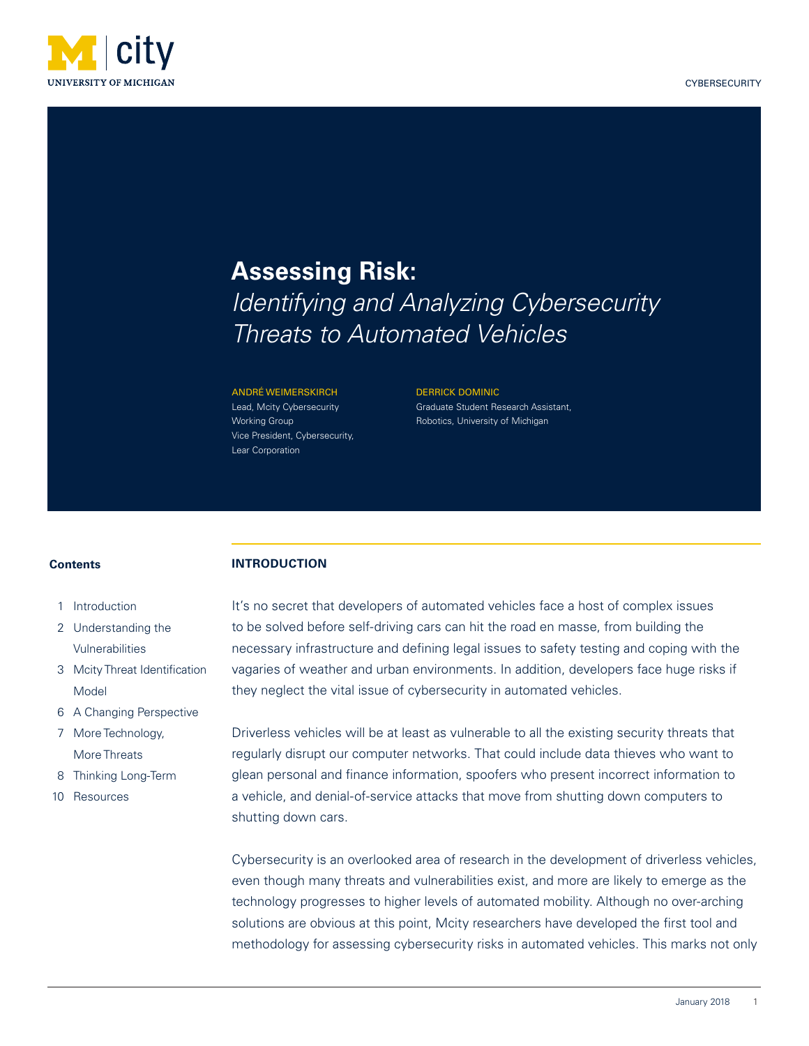CYBERSECURITY

# Assessing Risk:

## *Identifying and Analyzing Cybersecurity Threats to Automated Vehicles*

ANDRÉ WEIMERSKIRCH
Lead, Mcity Cybersecurity Working Group
Vice President, Cybersecurity, Lear Corporation

DERRICK DOMINIC
Graduate Student Research Assistant, Robotics, University of Michigan

**Contents**

1 Introduction
2 Understanding the Vulnerabilities
3 Mcity Threat Identification Model
6 A Changing Perspective
7 More Technology, More Threats
8 Thinking Long-Term
10 Resources

### INTRODUCTION

It's no secret that developers of automated vehicles face a host of complex issues to be solved before self-driving cars can hit the road en masse, from building the necessary infrastructure and defining legal issues to safety testing and coping with the vagaries of weather and urban environments. In addition, developers face huge risks if they neglect the vital issue of cybersecurity in automated vehicles.

Driverless vehicles will be at least as vulnerable to all the existing security threats that regularly disrupt our computer networks. That could include data thieves who want to glean personal and finance information, spoofers who present incorrect information to a vehicle, and denial-of-service attacks that move from shutting down computers to shutting down cars.

Cybersecurity is an overlooked area of research in the development of driverless vehicles, even though many threats and vulnerabilities exist, and more are likely to emerge as the technology progresses to higher levels of automated mobility. Although no over-arching solutions are obvious at this point, Mcity researchers have developed the first tool and methodology for assessing cybersecurity risks in automated vehicles. This marks not only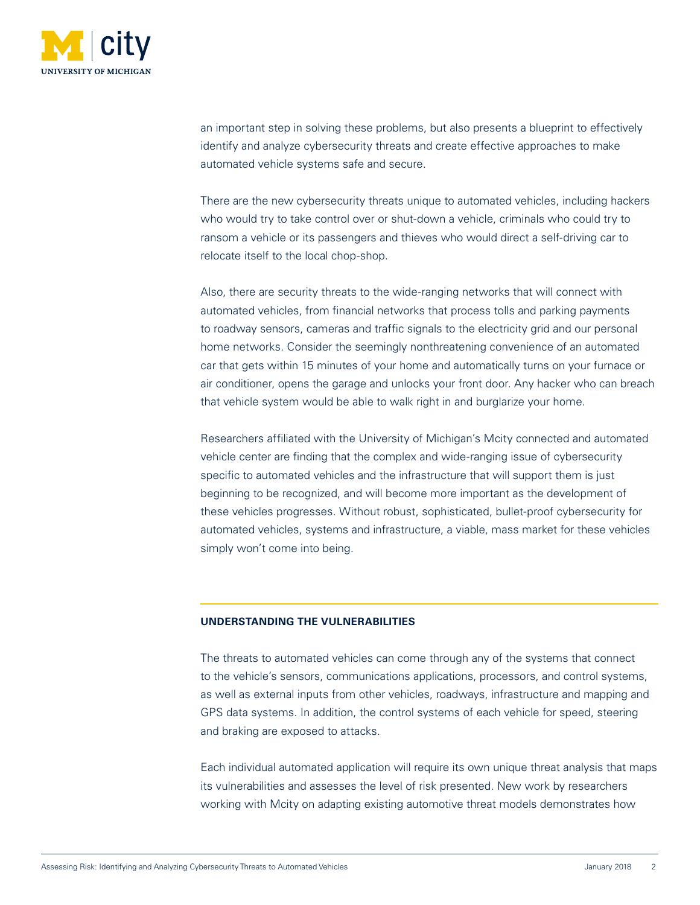an important step in solving these problems, but also presents a blueprint to effectively identify and analyze cybersecurity threats and create effective approaches to make automated vehicle systems safe and secure.

There are the new cybersecurity threats unique to automated vehicles, including hackers who would try to take control over or shut-down a vehicle, criminals who could try to ransom a vehicle or its passengers and thieves who would direct a self-driving car to relocate itself to the local chop-shop.

Also, there are security threats to the wide-ranging networks that will connect with automated vehicles, from financial networks that process tolls and parking payments to roadway sensors, cameras and traffic signals to the electricity grid and our personal home networks. Consider the seemingly nonthreatening convenience of an automated car that gets within 15 minutes of your home and automatically turns on your furnace or air conditioner, opens the garage and unlocks your front door. Any hacker who can breach that vehicle system would be able to walk right in and burglarize your home.

Researchers affiliated with the University of Michigan's Mcity connected and automated vehicle center are finding that the complex and wide-ranging issue of cybersecurity specific to automated vehicles and the infrastructure that will support them is just beginning to be recognized, and will become more important as the development of these vehicles progresses. Without robust, sophisticated, bullet-proof cybersecurity for automated vehicles, systems and infrastructure, a viable, mass market for these vehicles simply won't come into being.

## UNDERSTANDING THE VULNERABILITIES

The threats to automated vehicles can come through any of the systems that connect to the vehicle's sensors, communications applications, processors, and control systems, as well as external inputs from other vehicles, roadways, infrastructure and mapping and GPS data systems. In addition, the control systems of each vehicle for speed, steering and braking are exposed to attacks.

Each individual automated application will require its own unique threat analysis that maps its vulnerabilities and assesses the level of risk presented. New work by researchers working with Mcity on adapting existing automotive threat models demonstrates how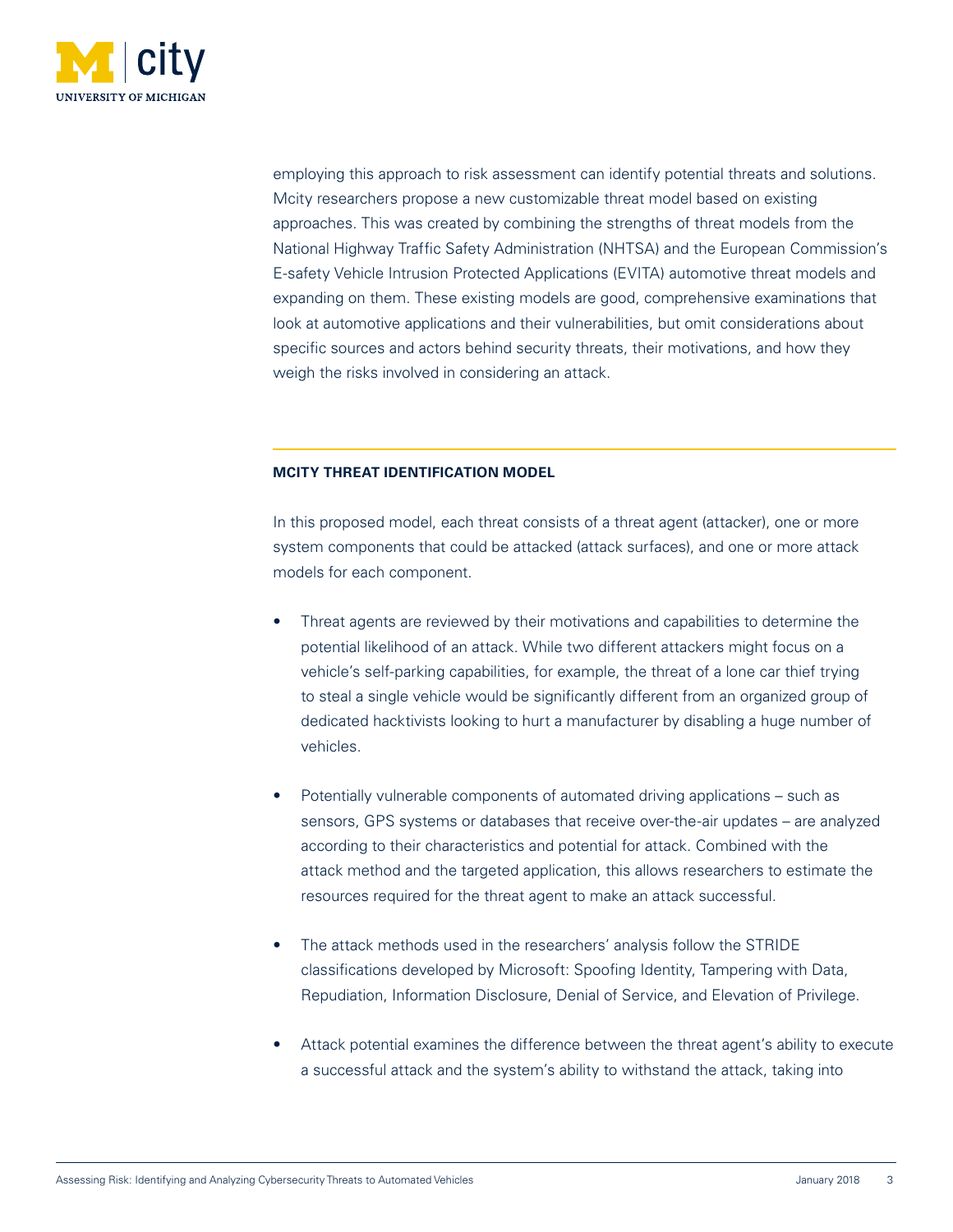employing this approach to risk assessment can identify potential threats and solutions. Mcity researchers propose a new customizable threat model based on existing approaches. This was created by combining the strengths of threat models from the National Highway Traffic Safety Administration (NHTSA) and the European Commission's E-safety Vehicle Intrusion Protected Applications (EVITA) automotive threat models and expanding on them. These existing models are good, comprehensive examinations that look at automotive applications and their vulnerabilities, but omit considerations about specific sources and actors behind security threats, their motivations, and how they weigh the risks involved in considering an attack.

## MCITY THREAT IDENTIFICATION MODEL

In this proposed model, each threat consists of a threat agent (attacker), one or more system components that could be attacked (attack surfaces), and one or more attack models for each component.

- Threat agents are reviewed by their motivations and capabilities to determine the potential likelihood of an attack. While two different attackers might focus on a vehicle's self-parking capabilities, for example, the threat of a lone car thief trying to steal a single vehicle would be significantly different from an organized group of dedicated hacktivists looking to hurt a manufacturer by disabling a huge number of vehicles.

- Potentially vulnerable components of automated driving applications – such as sensors, GPS systems or databases that receive over-the-air updates – are analyzed according to their characteristics and potential for attack. Combined with the attack method and the targeted application, this allows researchers to estimate the resources required for the threat agent to make an attack successful.

- The attack methods used in the researchers' analysis follow the STRIDE classifications developed by Microsoft: Spoofing Identity, Tampering with Data, Repudiation, Information Disclosure, Denial of Service, and Elevation of Privilege.

- Attack potential examines the difference between the threat agent's ability to execute a successful attack and the system's ability to withstand the attack, taking into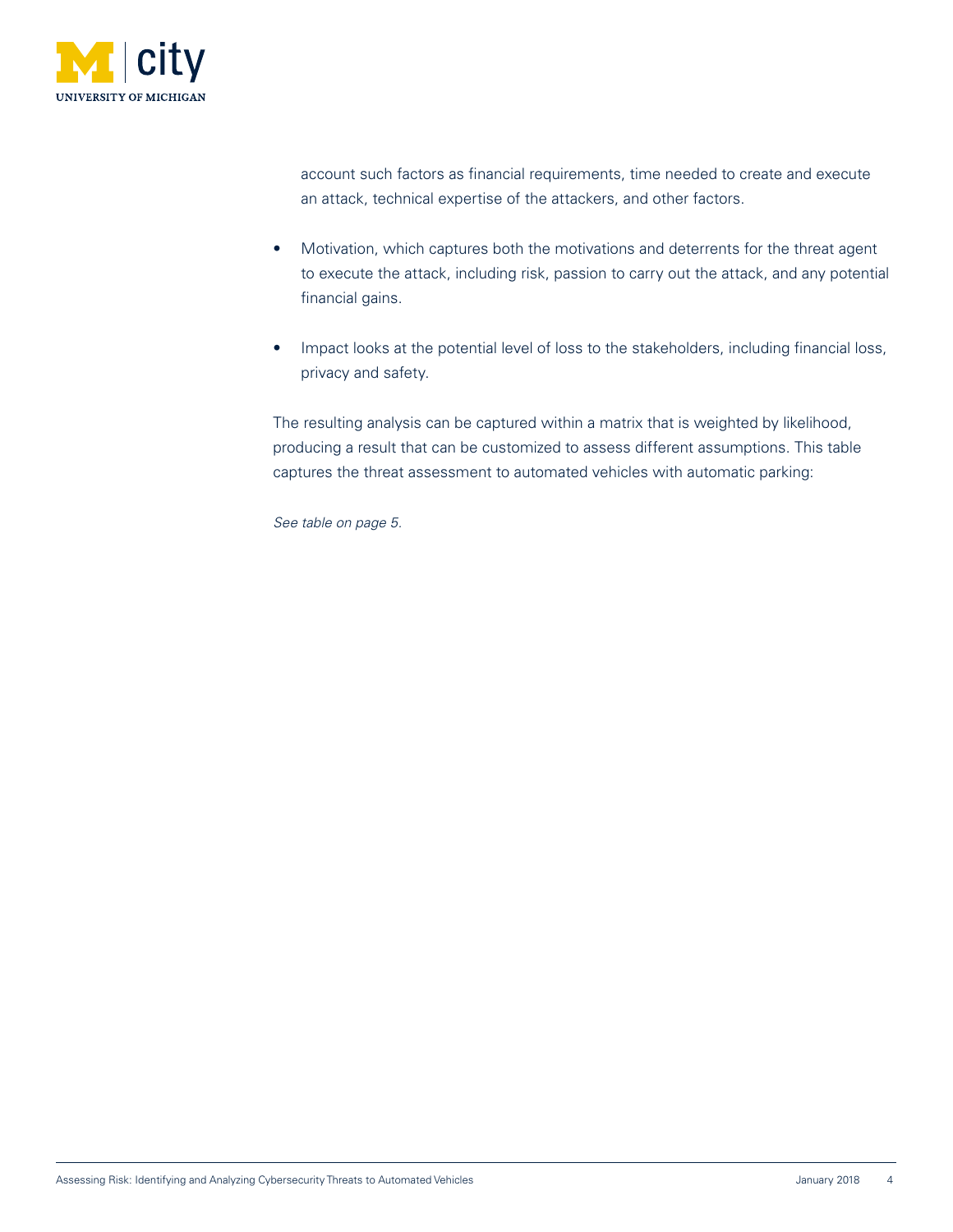account such factors as financial requirements, time needed to create and execute an attack, technical expertise of the attackers, and other factors.

- Motivation, which captures both the motivations and deterrents for the threat agent to execute the attack, including risk, passion to carry out the attack, and any potential financial gains.

- Impact looks at the potential level of loss to the stakeholders, including financial loss, privacy and safety.

The resulting analysis can be captured within a matrix that is weighted by likelihood, producing a result that can be customized to assess different assumptions. This table captures the threat assessment to automated vehicles with automatic parking:

*See table on page 5.*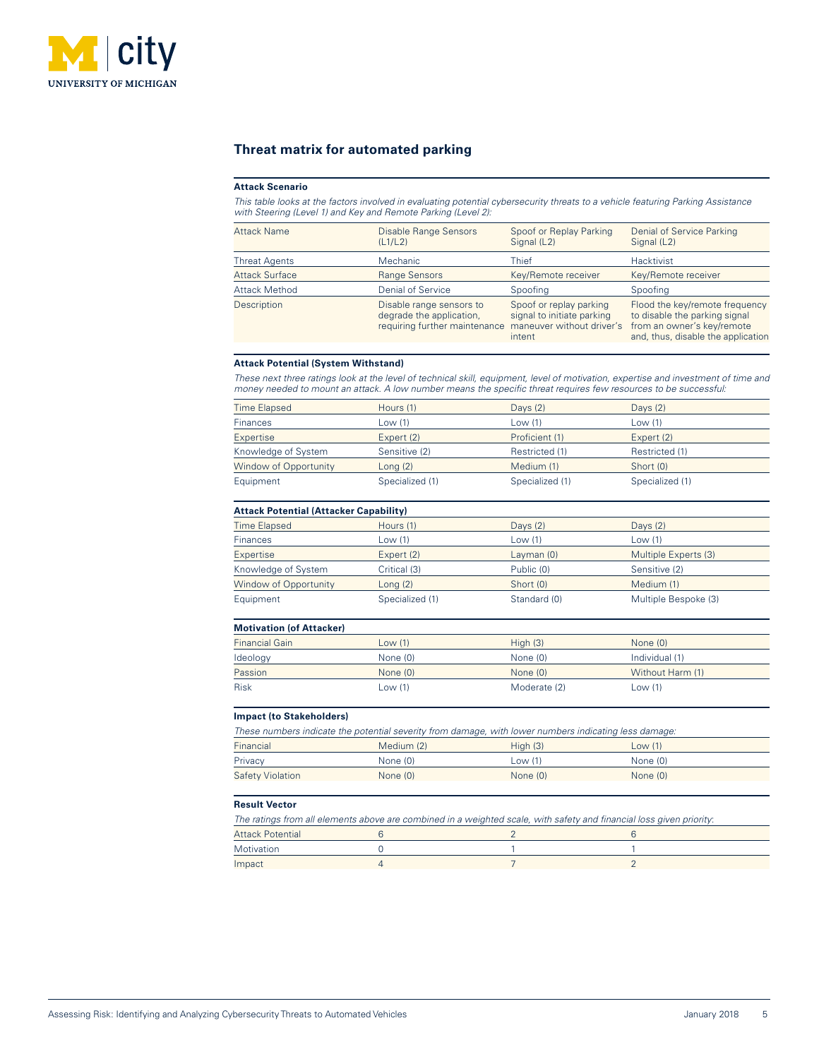## Threat matrix for automated parking

**Attack Scenario**

*This table looks at the factors involved in evaluating potential cybersecurity threats to a vehicle featuring Parking Assistance with Steering (Level 1) and Key and Remote Parking (Level 2):*

| Attack Name | Disable Range Sensors (L1/L2) | Spoof or Replay Parking Signal (L2) | Denial of Service Parking Signal (L2) |
|---|---|---|---|
| Threat Agents | Mechanic | Thief | Hacktivist |
| Attack Surface | Range Sensors | Key/Remote receiver | Key/Remote receiver |
| Attack Method | Denial of Service | Spoofing | Spoofing |
| Description | Disable range sensors to degrade the application, requiring further maintenance | Spoof or replay parking signal to initiate parking maneuver without driver's intent | Flood the key/remote frequency to disable the parking signal from an owner's key/remote and, thus, disable the application |

**Attack Potential (System Withstand)**

*These next three ratings look at the level of technical skill, equipment, level of motivation, expertise and investment of time and money needed to mount an attack. A low number means the specific threat requires few resources to be successful:*

| | | | |
|---|---|---|---|
| Time Elapsed | Hours (1) | Days (2) | Days (2) |
| Finances | Low (1) | Low (1) | Low (1) |
| Expertise | Expert (2) | Proficient (1) | Expert (2) |
| Knowledge of System | Sensitive (2) | Restricted (1) | Restricted (1) |
| Window of Opportunity | Long (2) | Medium (1) | Short (0) |
| Equipment | Specialized (1) | Specialized (1) | Specialized (1) |

**Attack Potential (Attacker Capability)**

| | | | |
|---|---|---|---|
| Time Elapsed | Hours (1) | Days (2) | Days (2) |
| Finances | Low (1) | Low (1) | Low (1) |
| Expertise | Expert (2) | Layman (0) | Multiple Experts (3) |
| Knowledge of System | Critical (3) | Public (0) | Sensitive (2) |
| Window of Opportunity | Long (2) | Short (0) | Medium (1) |
| Equipment | Specialized (1) | Standard (0) | Multiple Bespoke (3) |

**Motivation (of Attacker)**

| | | | |
|---|---|---|---|
| Financial Gain | Low (1) | High (3) | None (0) |
| Ideology | None (0) | None (0) | Individual (1) |
| Passion | None (0) | None (0) | Without Harm (1) |
| Risk | Low (1) | Moderate (2) | Low (1) |

**Impact (to Stakeholders)**

*These numbers indicate the potential severity from damage, with lower numbers indicating less damage:*

| | | | |
|---|---|---|---|
| Financial | Medium (2) | High (3) | Low (1) |
| Privacy | None (0) | Low (1) | None (0) |
| Safety Violation | None (0) | None (0) | None (0) |

**Result Vector**

*The ratings from all elements above are combined in a weighted scale, with safety and financial loss given priority:*

| | | | |
|---|---|---|---|
| Attack Potential | 6 | 2 | 6 |
| Motivation | 0 | 1 | 1 |
| Impact | 4 | 7 | 2 |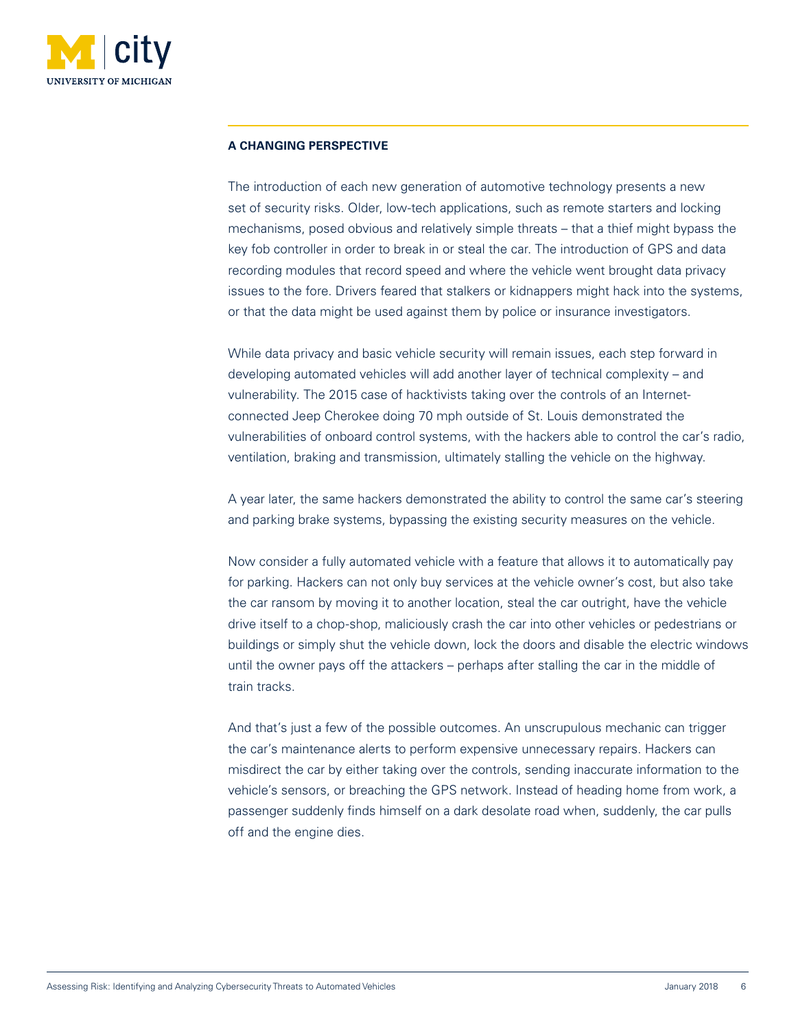## A CHANGING PERSPECTIVE

The introduction of each new generation of automotive technology presents a new set of security risks. Older, low-tech applications, such as remote starters and locking mechanisms, posed obvious and relatively simple threats – that a thief might bypass the key fob controller in order to break in or steal the car. The introduction of GPS and data recording modules that record speed and where the vehicle went brought data privacy issues to the fore. Drivers feared that stalkers or kidnappers might hack into the systems, or that the data might be used against them by police or insurance investigators.

While data privacy and basic vehicle security will remain issues, each step forward in developing automated vehicles will add another layer of technical complexity – and vulnerability. The 2015 case of hacktivists taking over the controls of an Internet-connected Jeep Cherokee doing 70 mph outside of St. Louis demonstrated the vulnerabilities of onboard control systems, with the hackers able to control the car's radio, ventilation, braking and transmission, ultimately stalling the vehicle on the highway.

A year later, the same hackers demonstrated the ability to control the same car's steering and parking brake systems, bypassing the existing security measures on the vehicle.

Now consider a fully automated vehicle with a feature that allows it to automatically pay for parking. Hackers can not only buy services at the vehicle owner's cost, but also take the car ransom by moving it to another location, steal the car outright, have the vehicle drive itself to a chop-shop, maliciously crash the car into other vehicles or pedestrians or buildings or simply shut the vehicle down, lock the doors and disable the electric windows until the owner pays off the attackers – perhaps after stalling the car in the middle of train tracks.

And that's just a few of the possible outcomes. An unscrupulous mechanic can trigger the car's maintenance alerts to perform expensive unnecessary repairs. Hackers can misdirect the car by either taking over the controls, sending inaccurate information to the vehicle's sensors, or breaching the GPS network. Instead of heading home from work, a passenger suddenly finds himself on a dark desolate road when, suddenly, the car pulls off and the engine dies.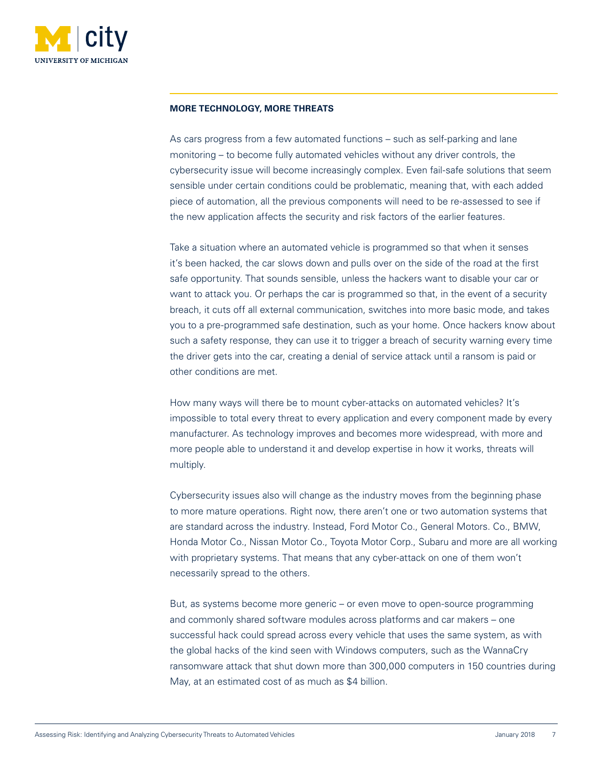## MORE TECHNOLOGY, MORE THREATS

As cars progress from a few automated functions – such as self-parking and lane monitoring – to become fully automated vehicles without any driver controls, the cybersecurity issue will become increasingly complex. Even fail-safe solutions that seem sensible under certain conditions could be problematic, meaning that, with each added piece of automation, all the previous components will need to be re-assessed to see if the new application affects the security and risk factors of the earlier features.

Take a situation where an automated vehicle is programmed so that when it senses it's been hacked, the car slows down and pulls over on the side of the road at the first safe opportunity. That sounds sensible, unless the hackers want to disable your car or want to attack you. Or perhaps the car is programmed so that, in the event of a security breach, it cuts off all external communication, switches into more basic mode, and takes you to a pre-programmed safe destination, such as your home. Once hackers know about such a safety response, they can use it to trigger a breach of security warning every time the driver gets into the car, creating a denial of service attack until a ransom is paid or other conditions are met.

How many ways will there be to mount cyber-attacks on automated vehicles? It's impossible to total every threat to every application and every component made by every manufacturer. As technology improves and becomes more widespread, with more and more people able to understand it and develop expertise in how it works, threats will multiply.

Cybersecurity issues also will change as the industry moves from the beginning phase to more mature operations. Right now, there aren't one or two automation systems that are standard across the industry. Instead, Ford Motor Co., General Motors. Co., BMW, Honda Motor Co., Nissan Motor Co., Toyota Motor Corp., Subaru and more are all working with proprietary systems. That means that any cyber-attack on one of them won't necessarily spread to the others.

But, as systems become more generic – or even move to open-source programming and commonly shared software modules across platforms and car makers – one successful hack could spread across every vehicle that uses the same system, as with the global hacks of the kind seen with Windows computers, such as the WannaCry ransomware attack that shut down more than 300,000 computers in 150 countries during May, at an estimated cost of as much as $4 billion.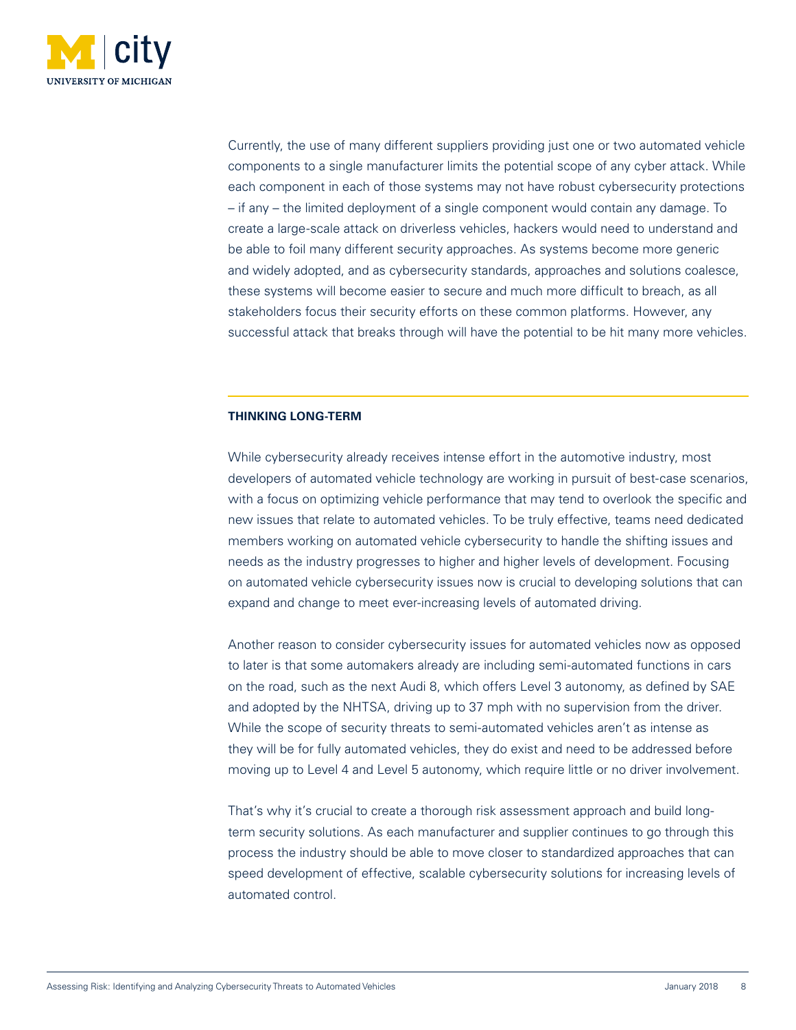Currently, the use of many different suppliers providing just one or two automated vehicle components to a single manufacturer limits the potential scope of any cyber attack. While each component in each of those systems may not have robust cybersecurity protections – if any – the limited deployment of a single component would contain any damage. To create a large-scale attack on driverless vehicles, hackers would need to understand and be able to foil many different security approaches. As systems become more generic and widely adopted, and as cybersecurity standards, approaches and solutions coalesce, these systems will become easier to secure and much more difficult to breach, as all stakeholders focus their security efforts on these common platforms. However, any successful attack that breaks through will have the potential to be hit many more vehicles.

## THINKING LONG-TERM

While cybersecurity already receives intense effort in the automotive industry, most developers of automated vehicle technology are working in pursuit of best-case scenarios, with a focus on optimizing vehicle performance that may tend to overlook the specific and new issues that relate to automated vehicles. To be truly effective, teams need dedicated members working on automated vehicle cybersecurity to handle the shifting issues and needs as the industry progresses to higher and higher levels of development. Focusing on automated vehicle cybersecurity issues now is crucial to developing solutions that can expand and change to meet ever-increasing levels of automated driving.

Another reason to consider cybersecurity issues for automated vehicles now as opposed to later is that some automakers already are including semi-automated functions in cars on the road, such as the next Audi 8, which offers Level 3 autonomy, as defined by SAE and adopted by the NHTSA, driving up to 37 mph with no supervision from the driver. While the scope of security threats to semi-automated vehicles aren't as intense as they will be for fully automated vehicles, they do exist and need to be addressed before moving up to Level 4 and Level 5 autonomy, which require little or no driver involvement.

That's why it's crucial to create a thorough risk assessment approach and build long-term security solutions. As each manufacturer and supplier continues to go through this process the industry should be able to move closer to standardized approaches that can speed development of effective, scalable cybersecurity solutions for increasing levels of automated control.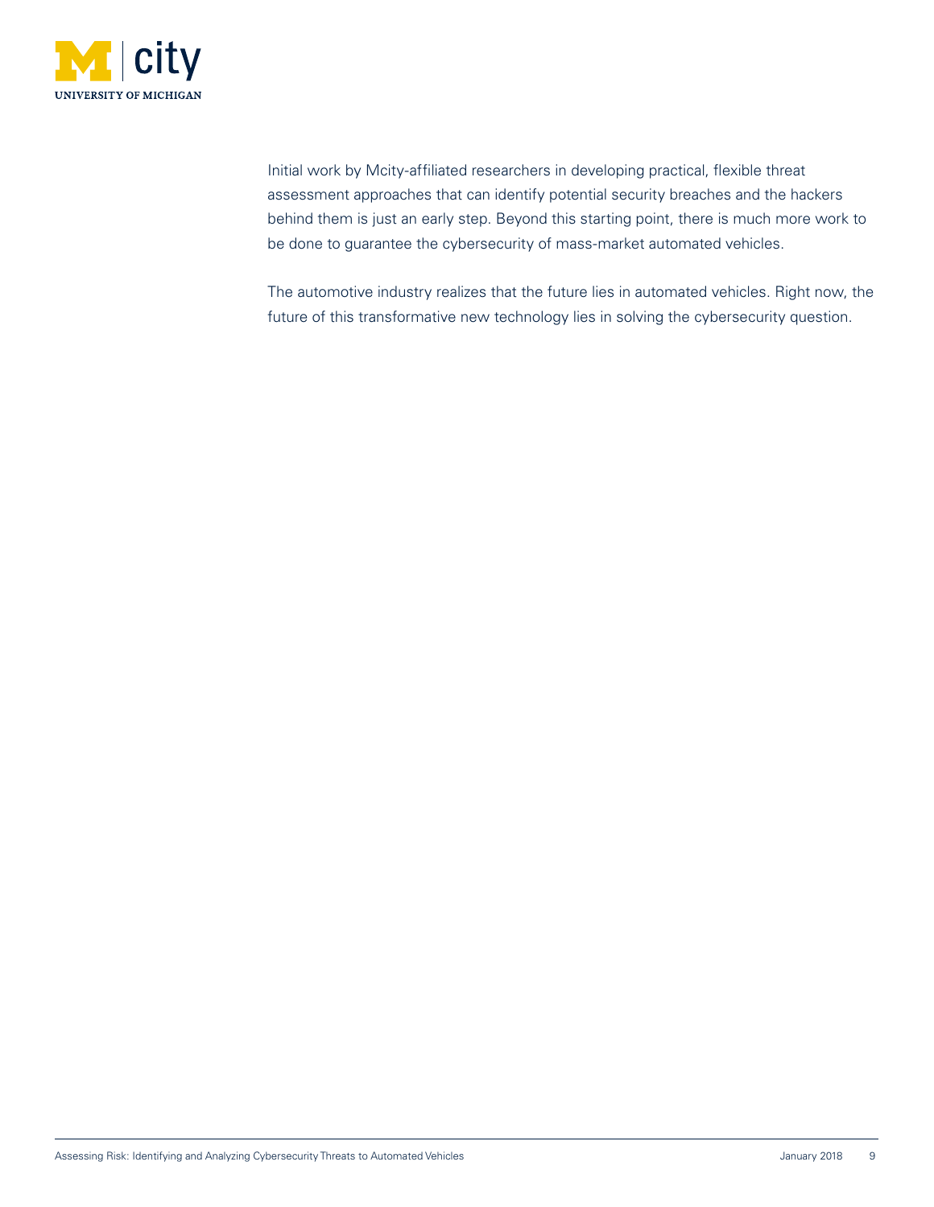Initial work by Mcity-affiliated researchers in developing practical, flexible threat assessment approaches that can identify potential security breaches and the hackers behind them is just an early step. Beyond this starting point, there is much more work to be done to guarantee the cybersecurity of mass-market automated vehicles.

The automotive industry realizes that the future lies in automated vehicles. Right now, the future of this transformative new technology lies in solving the cybersecurity question.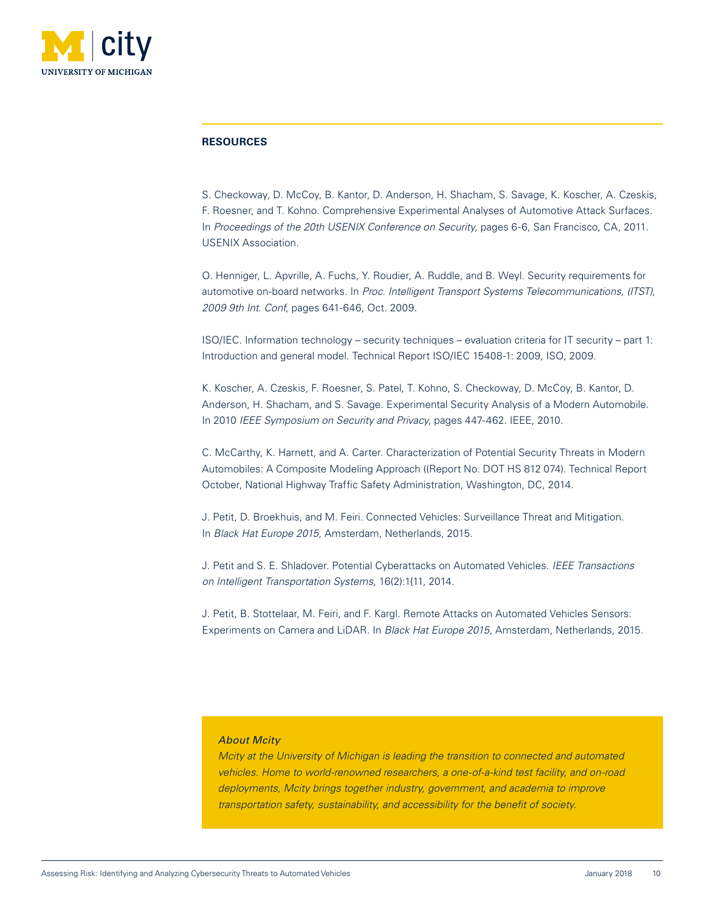## RESOURCES

S. Checkoway, D. McCoy, B. Kantor, D. Anderson, H. Shacham, S. Savage, K. Koscher, A. Czeskis, F. Roesner, and T. Kohno. Comprehensive Experimental Analyses of Automotive Attack Surfaces. In *Proceedings of the 20th USENIX Conference on Security*, pages 6-6, San Francisco, CA, 2011. USENIX Association.

O. Henniger, L. Apvrille, A. Fuchs, Y. Roudier, A. Ruddle, and B. Weyl. Security requirements for automotive on-board networks. In *Proc. Intelligent Transport Systems Telecommunications, (ITST), 2009 9th Int. Conf*, pages 641-646, Oct. 2009.

ISO/IEC. Information technology – security techniques – evaluation criteria for IT security – part 1: Introduction and general model. Technical Report ISO/IEC 15408-1: 2009, ISO, 2009.

K. Koscher, A. Czeskis, F. Roesner, S. Patel, T. Kohno, S. Checkoway, D. McCoy, B. Kantor, D. Anderson, H. Shacham, and S. Savage. Experimental Security Analysis of a Modern Automobile. In 2010 *IEEE Symposium on Security and Privacy*, pages 447-462. IEEE, 2010.

C. McCarthy, K. Harnett, and A. Carter. Characterization of Potential Security Threats in Modern Automobiles: A Composite Modeling Approach ((Report No. DOT HS 812 074). Technical Report October, National Highway Traffic Safety Administration, Washington, DC, 2014.

J. Petit, D. Broekhuis, and M. Feiri. Connected Vehicles: Surveillance Threat and Mitigation. In *Black Hat Europe 2015*, Amsterdam, Netherlands, 2015.

J. Petit and S. E. Shladover. Potential Cyberattacks on Automated Vehicles. *IEEE Transactions on Intelligent Transportation Systems*, 16(2):1{11, 2014.

J. Petit, B. Stottelaar, M. Feiri, and F. Kargl. Remote Attacks on Automated Vehicles Sensors: Experiments on Camera and LiDAR. In *Black Hat Europe 2015*, Amsterdam, Netherlands, 2015.

*About Mcity*

*Mcity at the University of Michigan is leading the transition to connected and automated vehicles. Home to world-renowned researchers, a one-of-a-kind test facility, and on-road deployments, Mcity brings together industry, government, and academia to improve transportation safety, sustainability, and accessibility for the benefit of society.*